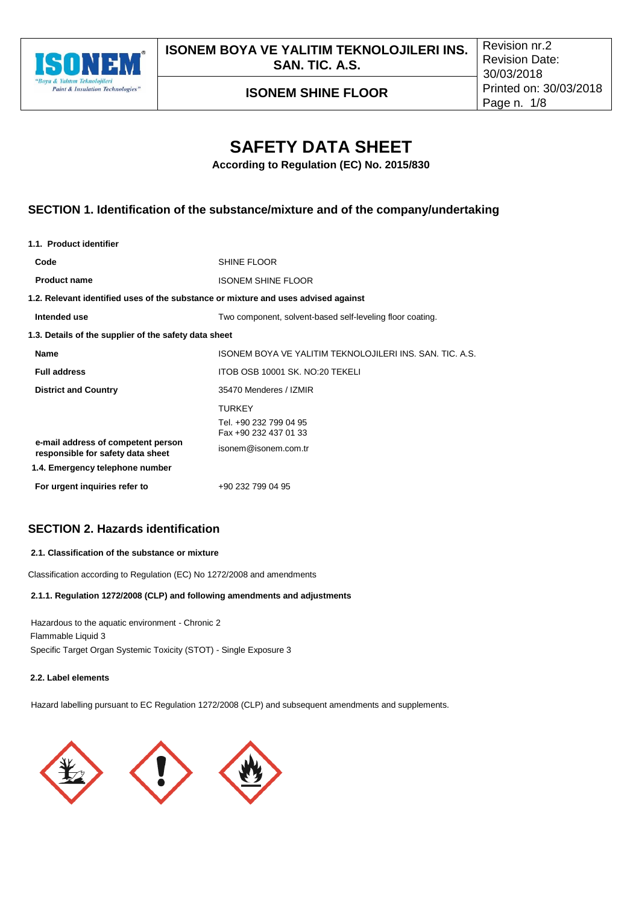# SAFETY DATA SHEET

**According to Regulation (EC) No. 2015/830**

## SECTION 1. Identification of the substance/mixture and of the company/undertaking

**1.1. Product identifier**

| | |
|---|---|
| **Code** | SHINE FLOOR |
| **Product name** | ISONEM SHINE FLOOR |

**1.2. Relevant identified uses of the substance or mixture and uses advised against**

| | |
|---|---|
| **Intended use** | Two component, solvent-based self-leveling floor coating. |

**1.3. Details of the supplier of the safety data sheet**

| | |
|---|---|
| **Name** | ISONEM BOYA VE YALITIM TEKNOLOJILERI INS. SAN. TIC. A.S. |
| **Full address** | ITOB OSB 10001 SK. NO:20 TEKELI |
| **District and Country** | 35470 Menderes / IZMIR |
| | TURKEY |
| | Tel. +90 232 799 04 95<br>Fax +90 232 437 01 33 |
| **e-mail address of competent person responsible for safety data sheet** | isonem@isonem.com.tr |

**1.4. Emergency telephone number**

| | |
|---|---|
| **For urgent inquiries refer to** | +90 232 799 04 95 |

## SECTION 2. Hazards identification

**2.1. Classification of the substance or mixture**

Classification according to Regulation (EC) No 1272/2008 and amendments

**2.1.1. Regulation 1272/2008 (CLP) and following amendments and adjustments**

Hazardous to the aquatic environment - Chronic 2
Flammable Liquid 3
Specific Target Organ Systemic Toxicity (STOT) - Single Exposure 3

**2.2. Label elements**

Hazard labelling pursuant to EC Regulation 1272/2008 (CLP) and subsequent amendments and supplements.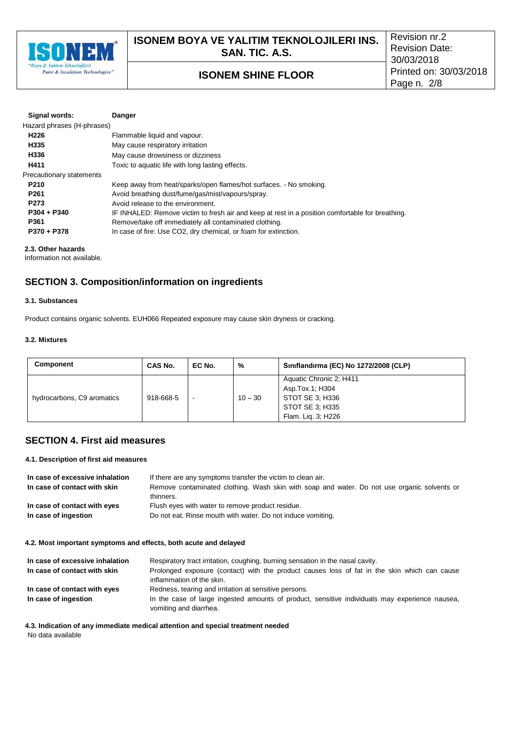| | |
|---|---|
| **Signal words:** | **Danger** |
| Hazard phrases (H-phrases) | |
| **H226** | Flammable liquid and vapour. |
| **H335** | May cause respiratory irritation |
| **H336** | May cause drowsiness or dizziness |
| **H411** | Toxic to aquatic life with long lasting effects. |
| Precautionary statements | |
| **P210** | Keep away from heat/sparks/open flames/hot surfaces. - No smoking. |
| **P261** | Avoid breathing dust/fume/gas/mist/vapours/spray. |
| **P273** | Avoid release to the environment. |
| **P304 + P340** | IF INHALED: Remove victim to fresh air and keep at rest in a position comfortable for breathing. |
| **P361** | Remove/take off immediately all contaminated clothing. |
| **P370 + P378** | In case of fire: Use CO2, dry chemical, or foam for extinction. |

**2.3. Other hazards**

Information not available.

## SECTION 3. Composition/information on ingredients

**3.1. Substances**

Product contains organic solvents. EUH066 Repeated exposure may cause skin dryness or cracking.

**3.2. Mixtures**

| Component | CAS No. | EC No. | % | Sınıflandırma (EC) No 1272/2008 (CLP) |
|---|---|---|---|---|
| hydrocarbons, C9 aromatics | 918-668-5 | - | 10 – 30 | Aquatic Chronic 2; H411<br>Asp.Tox.1; H304<br>STOT SE 3; H336<br>STOT SE 3; H335<br>Flam. Liq. 3; H226 |

## SECTION 4. First aid measures

**4.1. Description of first aid measures**

| | |
|---|---|
| **In case of excessive inhalation** | If there are any symptoms transfer the victim to clean air. |
| **In case of contact with skin** | Remove contaminated clothing. Wash skin with soap and water. Do not use organic solvents or thinners. |
| **In case of contact with eyes** | Flush eyes with water to remove product residue. |
| **In case of ingestion** | Do not eat. Rinse mouth with water. Do not induce vomiting. |

**4.2. Most important symptoms and effects, both acute and delayed**

| | |
|---|---|
| **In case of excessive inhalation** | Respiratory tract irritation, coughing, burning sensation in the nasal cavity. |
| **In case of contact with skin** | Prolonged exposure (contact) with the product causes loss of fat in the skin which can cause inflammation of the skin. |
| **In case of contact with eyes** | Redness, tearing and irritation at sensitive persons. |
| **In case of ingestion** | In the case of large ingested amounts of product, sensitive individuals may experience nausea, vomiting and diarrhea. |

**4.3. Indication of any immediate medical attention and special treatment needed**

No data available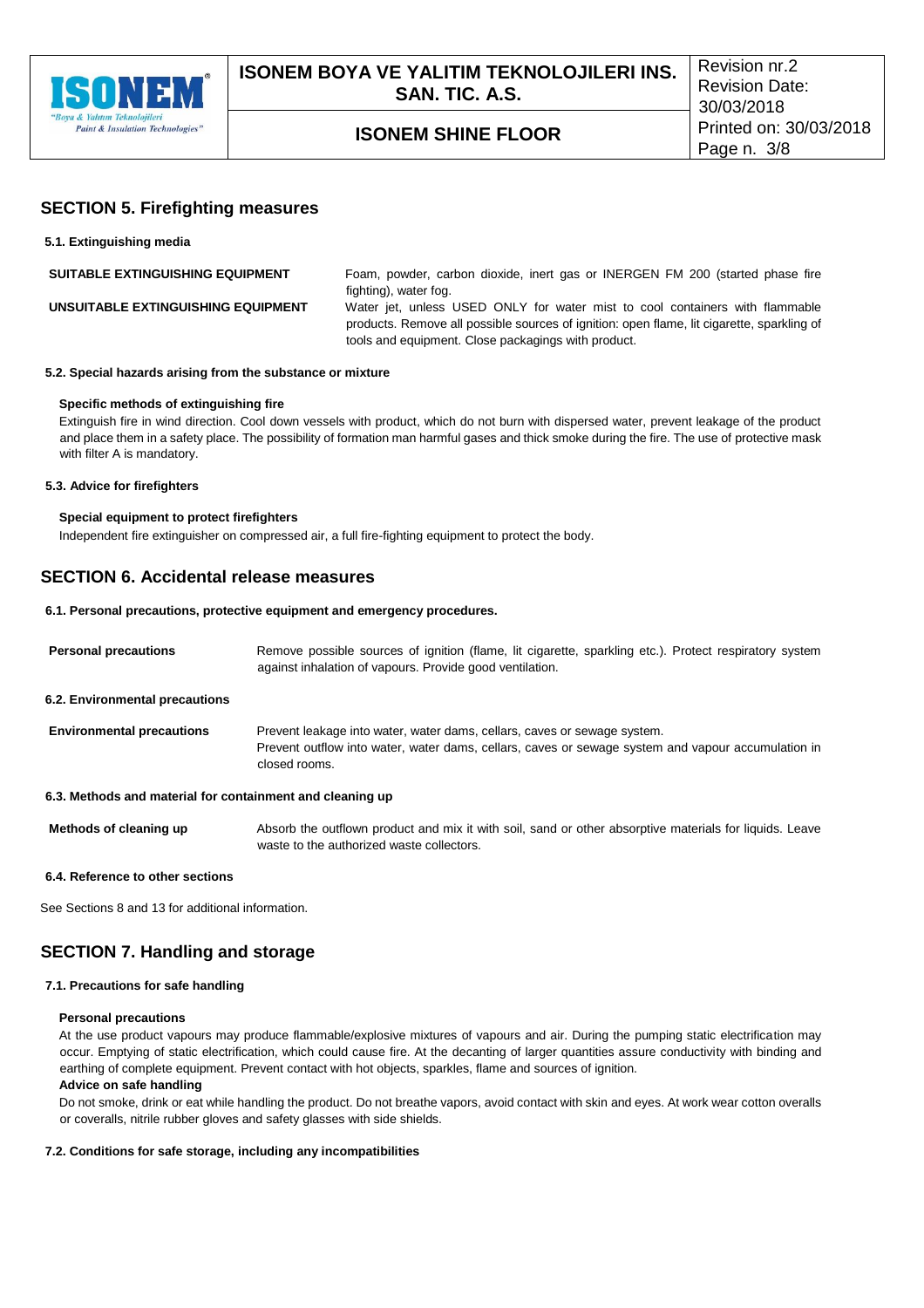## SECTION 5. Firefighting measures

### 5.1. Extinguishing media

| | |
|---|---|
| **SUITABLE EXTINGUISHING EQUIPMENT** | Foam, powder, carbon dioxide, inert gas or INERGEN FM 200 (started phase fire fighting), water fog. |
| **UNSUITABLE EXTINGUISHING EQUIPMENT** | Water jet, unless USED ONLY for water mist to cool containers with flammable products. Remove all possible sources of ignition: open flame, lit cigarette, sparkling of tools and equipment. Close packagings with product. |

### 5.2. Special hazards arising from the substance or mixture

**Specific methods of extinguishing fire**

Extinguish fire in wind direction. Cool down vessels with product, which do not burn with dispersed water, prevent leakage of the product and place them in a safety place. The possibility of formation man harmful gases and thick smoke during the fire. The use of protective mask with filter A is mandatory.

### 5.3. Advice for firefighters

**Special equipment to protect firefighters**

Independent fire extinguisher on compressed air, a full fire-fighting equipment to protect the body.

## SECTION 6. Accidental release measures

### 6.1. Personal precautions, protective equipment and emergency procedures.

| | |
|---|---|
| **Personal precautions** | Remove possible sources of ignition (flame, lit cigarette, sparkling etc.). Protect respiratory system against inhalation of vapours. Provide good ventilation. |

### 6.2. Environmental precautions

| | |
|---|---|
| **Environmental precautions** | Prevent leakage into water, water dams, cellars, caves or sewage system.<br>Prevent outflow into water, water dams, cellars, caves or sewage system and vapour accumulation in closed rooms. |

### 6.3. Methods and material for containment and cleaning up

| | |
|---|---|
| **Methods of cleaning up** | Absorb the outflown product and mix it with soil, sand or other absorptive materials for liquids. Leave waste to the authorized waste collectors. |

### 6.4. Reference to other sections

See Sections 8 and 13 for additional information.

## SECTION 7. Handling and storage

### 7.1. Precautions for safe handling

**Personal precautions**

At the use product vapours may produce flammable/explosive mixtures of vapours and air. During the pumping static electrification may occur. Emptying of static electrification, which could cause fire. At the decanting of larger quantities assure conductivity with binding and earthing of complete equipment. Prevent contact with hot objects, sparkles, flame and sources of ignition.

**Advice on safe handling**

Do not smoke, drink or eat while handling the product. Do not breathe vapors, avoid contact with skin and eyes. At work wear cotton overalls or coveralls, nitrile rubber gloves and safety glasses with side shields.

### 7.2. Conditions for safe storage, including any incompatibilities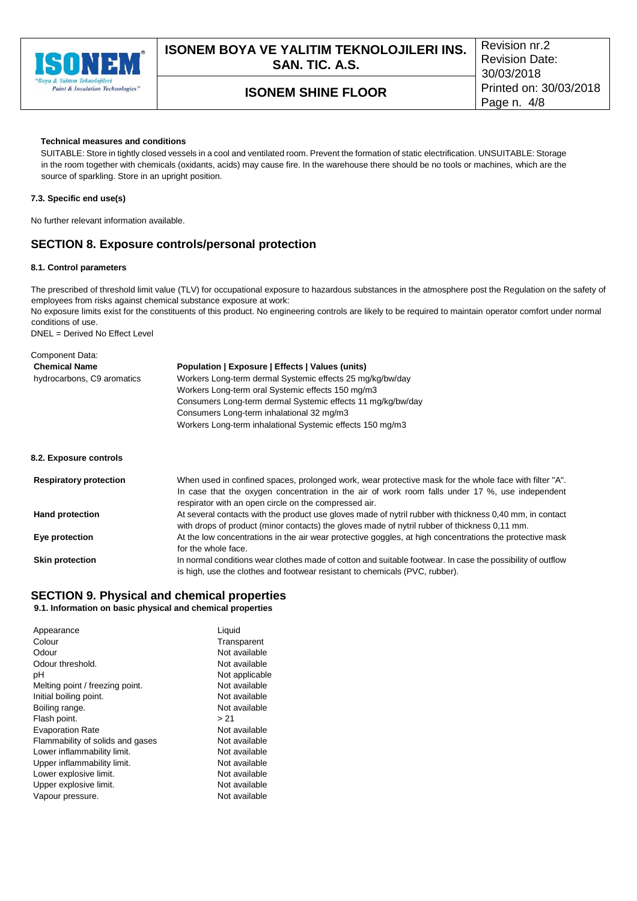**Technical measures and conditions**

SUITABLE: Store in tightly closed vessels in a cool and ventilated room. Prevent the formation of static electrification. UNSUITABLE: Storage in the room together with chemicals (oxidants, acids) may cause fire. In the warehouse there should be no tools or machines, which are the source of sparkling. Store in an upright position.

**7.3. Specific end use(s)**

No further relevant information available.

## SECTION 8. Exposure controls/personal protection

**8.1. Control parameters**

The prescribed of threshold limit value (TLV) for occupational exposure to hazardous substances in the atmosphere post the Regulation on the safety of employees from risks against chemical substance exposure at work:

No exposure limits exist for the constituents of this product. No engineering controls are likely to be required to maintain operator comfort under normal conditions of use.

DNEL = Derived No Effect Level

Component Data:

| Chemical Name | Population \| Exposure \| Effects \| Values (units) |
|---|---|
| hydrocarbons, C9 aromatics | Workers Long-term dermal Systemic effects 25 mg/kg/bw/day |
| | Workers Long-term oral Systemic effects 150 mg/m3 |
| | Consumers Long-term dermal Systemic effects 11 mg/kg/bw/day |
| | Consumers Long-term inhalational 32 mg/m3 |
| | Workers Long-term inhalational Systemic effects 150 mg/m3 |

**8.2. Exposure controls**

| | |
|---|---|
| **Respiratory protection** | When used in confined spaces, prolonged work, wear protective mask for the whole face with filter "A". In case that the oxygen concentration in the air of work room falls under 17 %, use independent respirator with an open circle on the compressed air. |
| **Hand protection** | At several contacts with the product use gloves made of nytril rubber with thickness 0,40 mm, in contact with drops of product (minor contacts) the gloves made of nytril rubber of thickness 0,11 mm. |
| **Eye protection** | At the low concentrations in the air wear protective goggles, at high concentrations the protective mask for the whole face. |
| **Skin protection** | In normal conditions wear clothes made of cotton and suitable footwear. In case the possibility of outflow is high, use the clothes and footwear resistant to chemicals (PVC, rubber). |

## SECTION 9. Physical and chemical properties

**9.1. Information on basic physical and chemical properties**

| | |
|---|---|
| Appearance | Liquid |
| Colour | Transparent |
| Odour | Not available |
| Odour threshold. | Not available |
| pH | Not applicable |
| Melting point / freezing point. | Not available |
| Initial boiling point. | Not available |
| Boiling range. | Not available |
| Flash point. | > 21 |
| Evaporation Rate | Not available |
| Flammability of solids and gases | Not available |
| Lower inflammability limit. | Not available |
| Upper inflammability limit. | Not available |
| Lower explosive limit. | Not available |
| Upper explosive limit. | Not available |
| Vapour pressure. | Not available |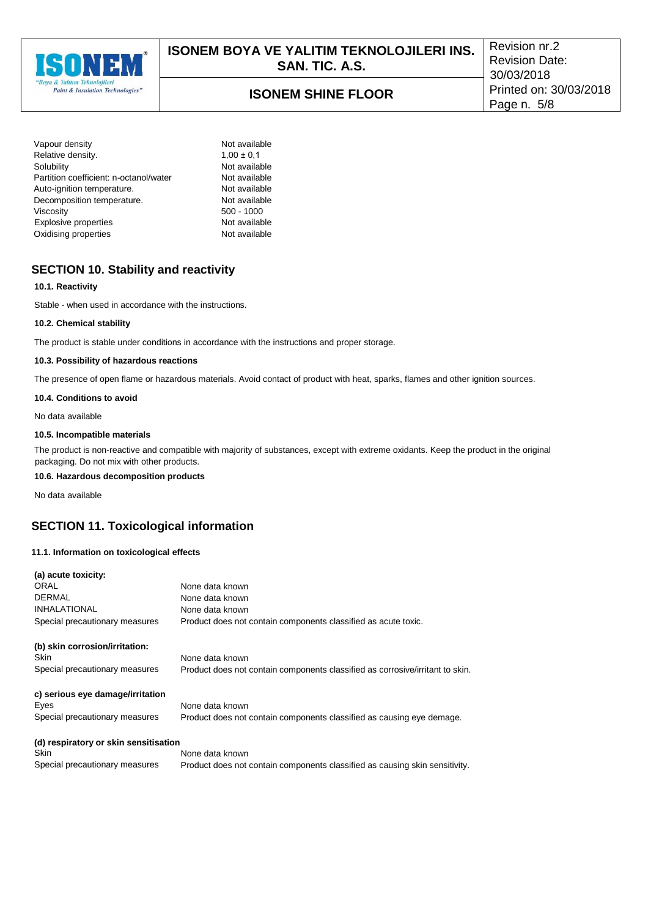| | |
|---|---|
| Vapour density | Not available |
| Relative density. | 1,00 ± 0,1 |
| Solubility | Not available |
| Partition coefficient: n-octanol/water | Not available |
| Auto-ignition temperature. | Not available |
| Decomposition temperature. | Not available |
| Viscosity | 500 - 1000 |
| Explosive properties | Not available |
| Oxidising properties | Not available |

## SECTION 10. Stability and reactivity

**10.1. Reactivity**

Stable - when used in accordance with the instructions.

**10.2. Chemical stability**

The product is stable under conditions in accordance with the instructions and proper storage.

**10.3. Possibility of hazardous reactions**

The presence of open flame or hazardous materials. Avoid contact of product with heat, sparks, flames and other ignition sources.

**10.4. Conditions to avoid**

No data available

**10.5. Incompatible materials**

The product is non-reactive and compatible with majority of substances, except with extreme oxidants. Keep the product in the original packaging. Do not mix with other products.

**10.6. Hazardous decomposition products**

No data available

## SECTION 11. Toxicological information

**11.1. Information on toxicological effects**

**(a) acute toxicity:**

| | |
|---|---|
| ORAL | None data known |
| DERMAL | None data known |
| INHALATIONAL | None data known |
| Special precautionary measures | Product does not contain components classified as acute toxic. |

**(b) skin corrosion/irritation:**

| | |
|---|---|
| Skin | None data known |
| Special precautionary measures | Product does not contain components classified as corrosive/irritant to skin. |

**c) serious eye damage/irritation**

| | |
|---|---|
| Eyes | None data known |
| Special precautionary measures | Product does not contain components classified as causing eye damage. |

**(d) respiratory or skin sensitisation**

| | |
|---|---|
| Skin | None data known |
| Special precautionary measures | Product does not contain components classified as causing skin sensitivity. |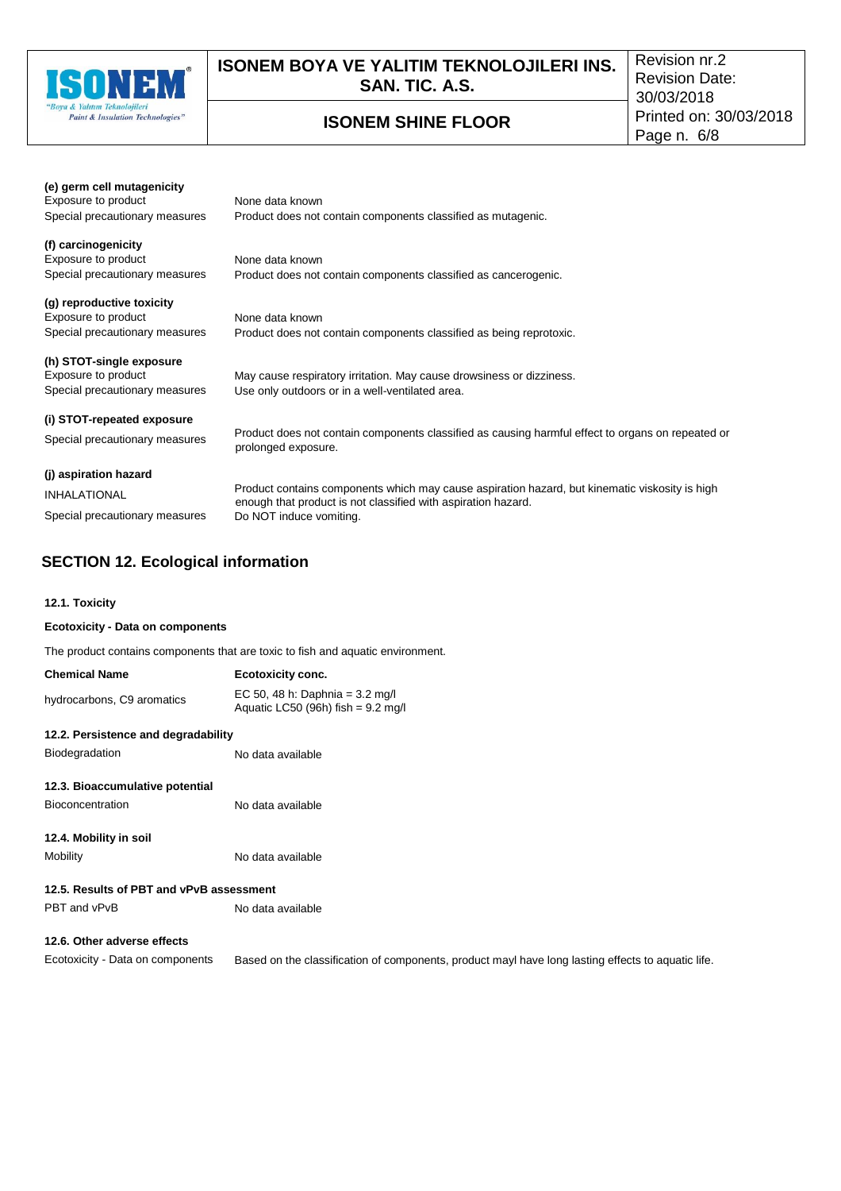**(e) germ cell mutagenicity**

| | |
|---|---|
| Exposure to product | None data known |
| Special precautionary measures | Product does not contain components classified as mutagenic. |

**(f) carcinogenicity**

| | |
|---|---|
| Exposure to product | None data known |
| Special precautionary measures | Product does not contain components classified as cancerogenic. |

**(g) reproductive toxicity**

| | |
|---|---|
| Exposure to product | None data known |
| Special precautionary measures | Product does not contain components classified as being reprotoxic. |

**(h) STOT-single exposure**

| | |
|---|---|
| Exposure to product | May cause respiratory irritation. May cause drowsiness or dizziness. |
| Special precautionary measures | Use only outdoors or in a well-ventilated area. |

**(i) STOT-repeated exposure**

| | |
|---|---|
| Special precautionary measures | Product does not contain components classified as causing harmful effect to organs on repeated or prolonged exposure. |

**(j) aspiration hazard**

| | |
|---|---|
| INHALATIONAL | Product contains components which may cause aspiration hazard, but kinematic viskosity is high enough that product is not classified with aspiration hazard. |
| Special precautionary measures | Do NOT induce vomiting. |

## SECTION 12. Ecological information

### 12.1. Toxicity

**Ecotoxicity - Data on components**

The product contains components that are toxic to fish and aquatic environment.

| Chemical Name | Ecotoxicity conc. |
|---|---|
| hydrocarbons, C9 aromatics | EC 50, 48 h: Daphnia = 3.2 mg/l<br>Aquatic LC50 (96h) fish = 9.2 mg/l |

### 12.2. Persistence and degradability

| | |
|---|---|
| Biodegradation | No data available |

### 12.3. Bioaccumulative potential

| | |
|---|---|
| Bioconcentration | No data available |

### 12.4. Mobility in soil

| | |
|---|---|
| Mobility | No data available |

### 12.5. Results of PBT and vPvB assessment

| | |
|---|---|
| PBT and vPvB | No data available |

### 12.6. Other adverse effects

| | |
|---|---|
| Ecotoxicity - Data on components | Based on the classification of components, product mayl have long lasting effects to aquatic life. |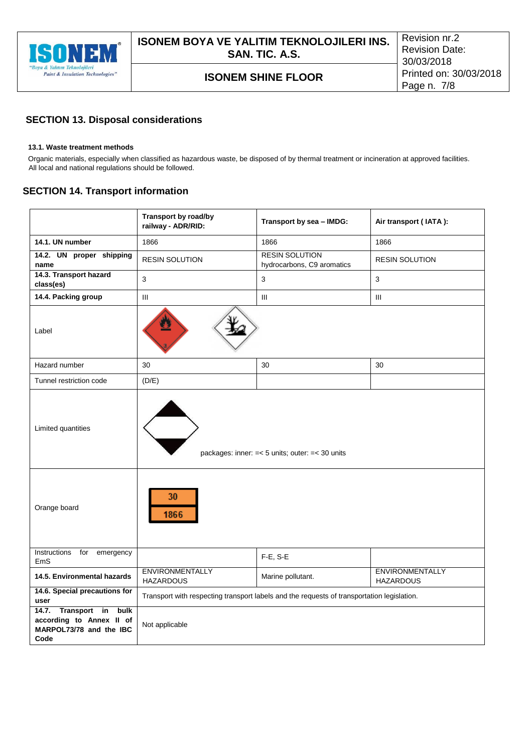## SECTION 13. Disposal considerations

### 13.1. Waste treatment methods

Organic materials, especially when classified as hazardous waste, be disposed of by thermal treatment or incineration at approved facilities. All local and national regulations should be followed.

## SECTION 14. Transport information

| | Transport by road/by railway - ADR/RID: | Transport by sea – IMDG: | Air transport ( IATA ): |
|---|---|---|---|
| **14.1. UN number** | 1866 | 1866 | 1866 |
| **14.2. UN proper shipping name** | RESIN SOLUTION | RESIN SOLUTION hydrocarbons, C9 aromatics | RESIN SOLUTION |
| **14.3. Transport hazard class(es)** | 3 | 3 | 3 |
| **14.4. Packing group** | III | III | III |
| Label | | | |
| Hazard number | 30 | 30 | 30 |
| Tunnel restriction code | (D/E) | | |
| Limited quantities | packages: inner: =< 5 units; outer: =< 30 units | | |
| Orange board | 30 / 1866 | | |
| Instructions for emergency EmS | | F-E, S-E | |
| **14.5. Environmental hazards** | ENVIRONMENTALLY HAZARDOUS | Marine pollutant. | ENVIRONMENTALLY HAZARDOUS |
| **14.6. Special precautions for user** | Transport with respecting transport labels and the requests of transportation legislation. | | |
| **14.7. Transport in bulk according to Annex II of MARPOL73/78 and the IBC Code** | Not applicable | | |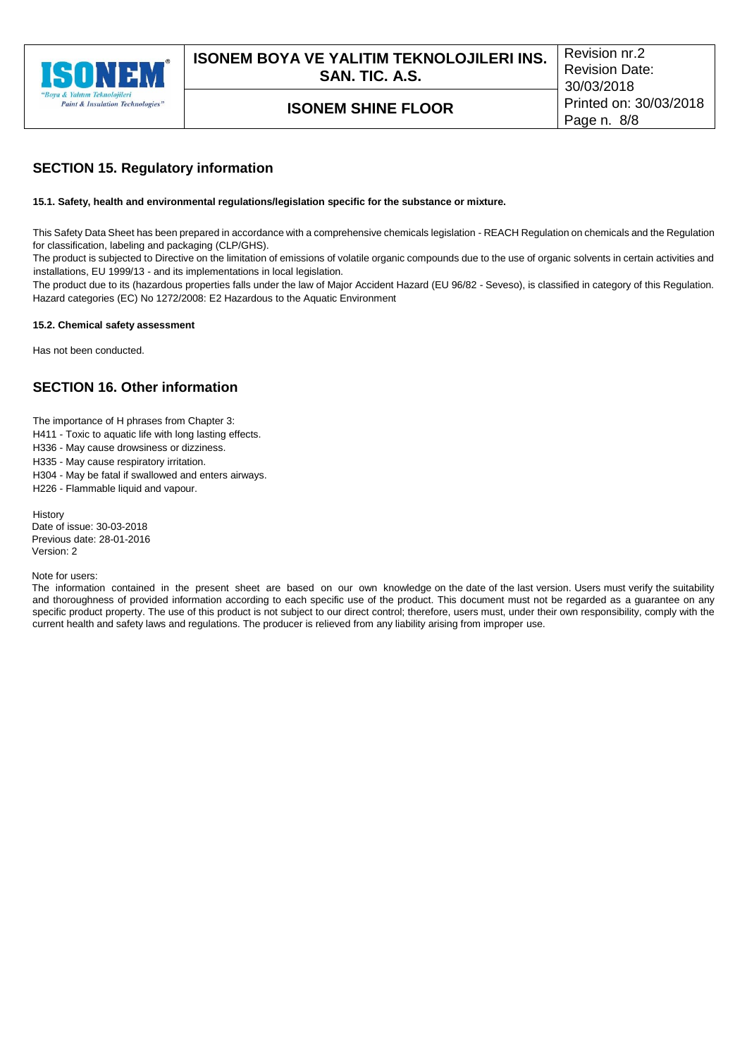## SECTION 15. Regulatory information

**15.1. Safety, health and environmental regulations/legislation specific for the substance or mixture.**

This Safety Data Sheet has been prepared in accordance with a comprehensive chemicals legislation - REACH Regulation on chemicals and the Regulation for classification, labeling and packaging (CLP/GHS).
The product is subjected to Directive on the limitation of emissions of volatile organic compounds due to the use of organic solvents in certain activities and installations, EU 1999/13 - and its implementations in local legislation.
The product due to its (hazardous properties falls under the law of Major Accident Hazard (EU 96/82 - Seveso), is classified in category of this Regulation. Hazard categories (EC) No 1272/2008: E2 Hazardous to the Aquatic Environment

**15.2. Chemical safety assessment**

Has not been conducted.

## SECTION 16. Other information

The importance of H phrases from Chapter 3:
H411 - Toxic to aquatic life with long lasting effects.
H336 - May cause drowsiness or dizziness.
H335 - May cause respiratory irritation.
H304 - May be fatal if swallowed and enters airways.
H226 - Flammable liquid and vapour.

History
Date of issue: 30-03-2018
Previous date: 28-01-2016
Version: 2

Note for users:
The information contained in the present sheet are based on our own knowledge on the date of the last version. Users must verify the suitability and thoroughness of provided information according to each specific use of the product. This document must not be regarded as a guarantee on any specific product property. The use of this product is not subject to our direct control; therefore, users must, under their own responsibility, comply with the current health and safety laws and regulations. The producer is relieved from any liability arising from improper use.